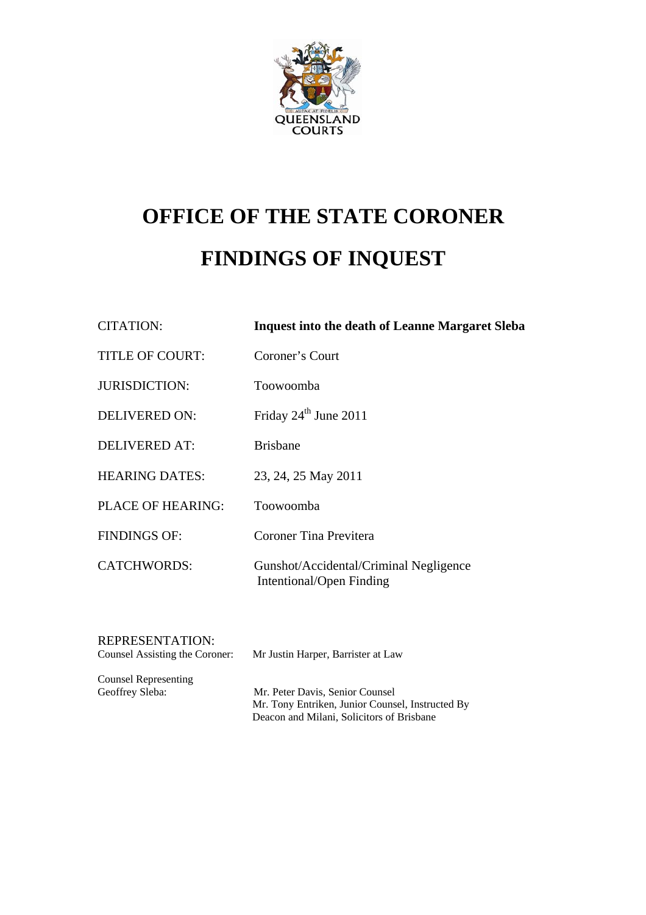QUEENSLAND COURTS

# OFFICE OF THE STATE CORONER

# FINDINGS OF INQUEST

| | |
|---|---|
| CITATION: | **Inquest into the death of Leanne Margaret Sleba** |
| TITLE OF COURT: | Coroner's Court |
| JURISDICTION: | Toowoomba |
| DELIVERED ON: | Friday 24th June 2011 |
| DELIVERED AT: | Brisbane |
| HEARING DATES: | 23, 24, 25 May 2011 |
| PLACE OF HEARING: | Toowoomba |
| FINDINGS OF: | Coroner Tina Previtera |
| CATCHWORDS: | Gunshot/Accidental/Criminal Negligence Intentional/Open Finding |

REPRESENTATION:

| | |
|---|---|
| Counsel Assisting the Coroner: | Mr Justin Harper, Barrister at Law |
| Counsel Representing Geoffrey Sleba: | Mr. Peter Davis, Senior Counsel<br>Mr. Tony Entriken, Junior Counsel, Instructed By Deacon and Milani, Solicitors of Brisbane |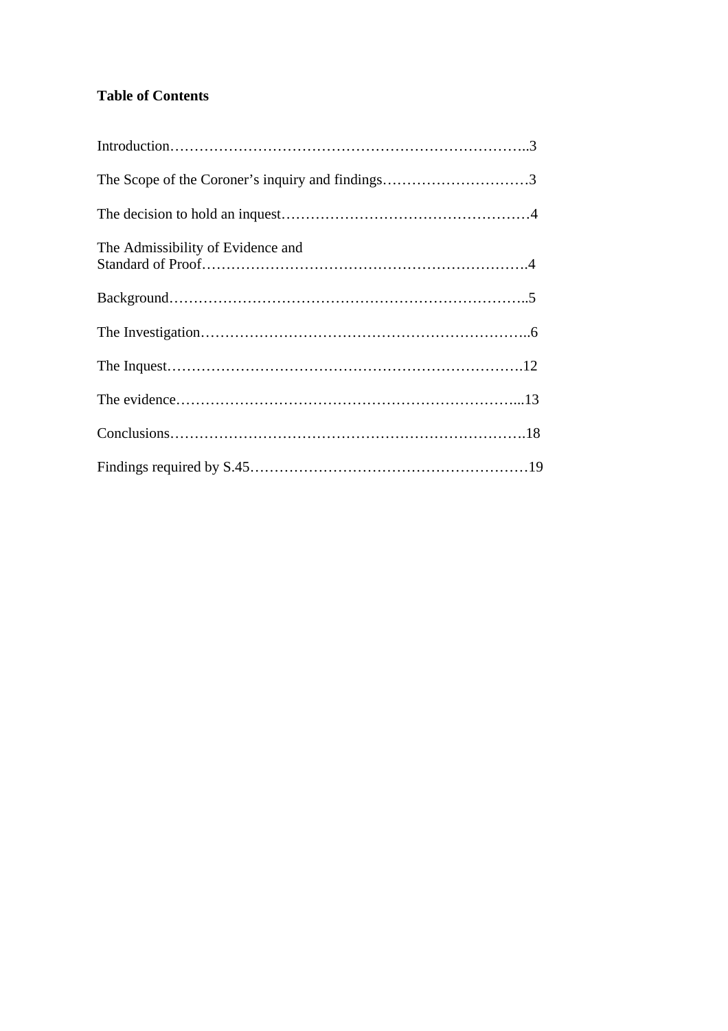**Table of Contents**

Introduction………………………………………………………………..3

The Scope of the Coroner's inquiry and findings…………………………3

The decision to hold an inquest……………………………………………4

The Admissibility of Evidence and
Standard of Proof………………………………………………………….4

Background………………………………………………………………..5

The Investigation…………………………………………………………..6

The Inquest………………………………………………………………….12

The evidence………………………………………………………………...13

Conclusions………………………………………………………………….18

Findings required by S.45…………………………………………………19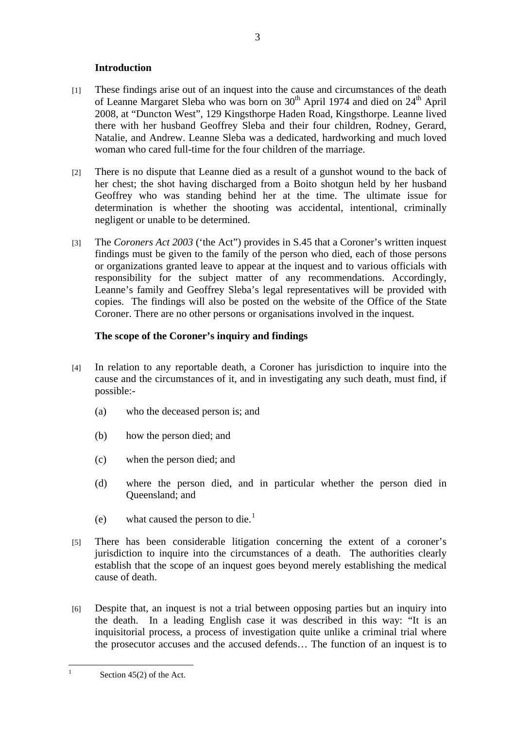## Introduction

[1] These findings arise out of an inquest into the cause and circumstances of the death of Leanne Margaret Sleba who was born on 30th April 1974 and died on 24th April 2008, at "Duncton West", 129 Kingsthorpe Haden Road, Kingsthorpe. Leanne lived there with her husband Geoffrey Sleba and their four children, Rodney, Gerard, Natalie, and Andrew. Leanne Sleba was a dedicated, hardworking and much loved woman who cared full-time for the four children of the marriage.

[2] There is no dispute that Leanne died as a result of a gunshot wound to the back of her chest; the shot having discharged from a Boito shotgun held by her husband Geoffrey who was standing behind her at the time. The ultimate issue for determination is whether the shooting was accidental, intentional, criminally negligent or unable to be determined.

[3] The *Coroners Act 2003* ('the Act") provides in S.45 that a Coroner's written inquest findings must be given to the family of the person who died, each of those persons or organizations granted leave to appear at the inquest and to various officials with responsibility for the subject matter of any recommendations. Accordingly, Leanne's family and Geoffrey Sleba's legal representatives will be provided with copies. The findings will also be posted on the website of the Office of the State Coroner. There are no other persons or organisations involved in the inquest.

## The scope of the Coroner's inquiry and findings

[4] In relation to any reportable death, a Coroner has jurisdiction to inquire into the cause and the circumstances of it, and in investigating any such death, must find, if possible:-

(a) who the deceased person is; and

(b) how the person died; and

(c) when the person died; and

(d) where the person died, and in particular whether the person died in Queensland; and

(e) what caused the person to die.[1]

[5] There has been considerable litigation concerning the extent of a coroner's jurisdiction to inquire into the circumstances of a death. The authorities clearly establish that the scope of an inquest goes beyond merely establishing the medical cause of death.

[6] Despite that, an inquest is not a trial between opposing parties but an inquiry into the death. In a leading English case it was described in this way: "It is an inquisitorial process, a process of investigation quite unlike a criminal trial where the prosecutor accuses and the accused defends… The function of an inquest is to

[1] Section 45(2) of the Act.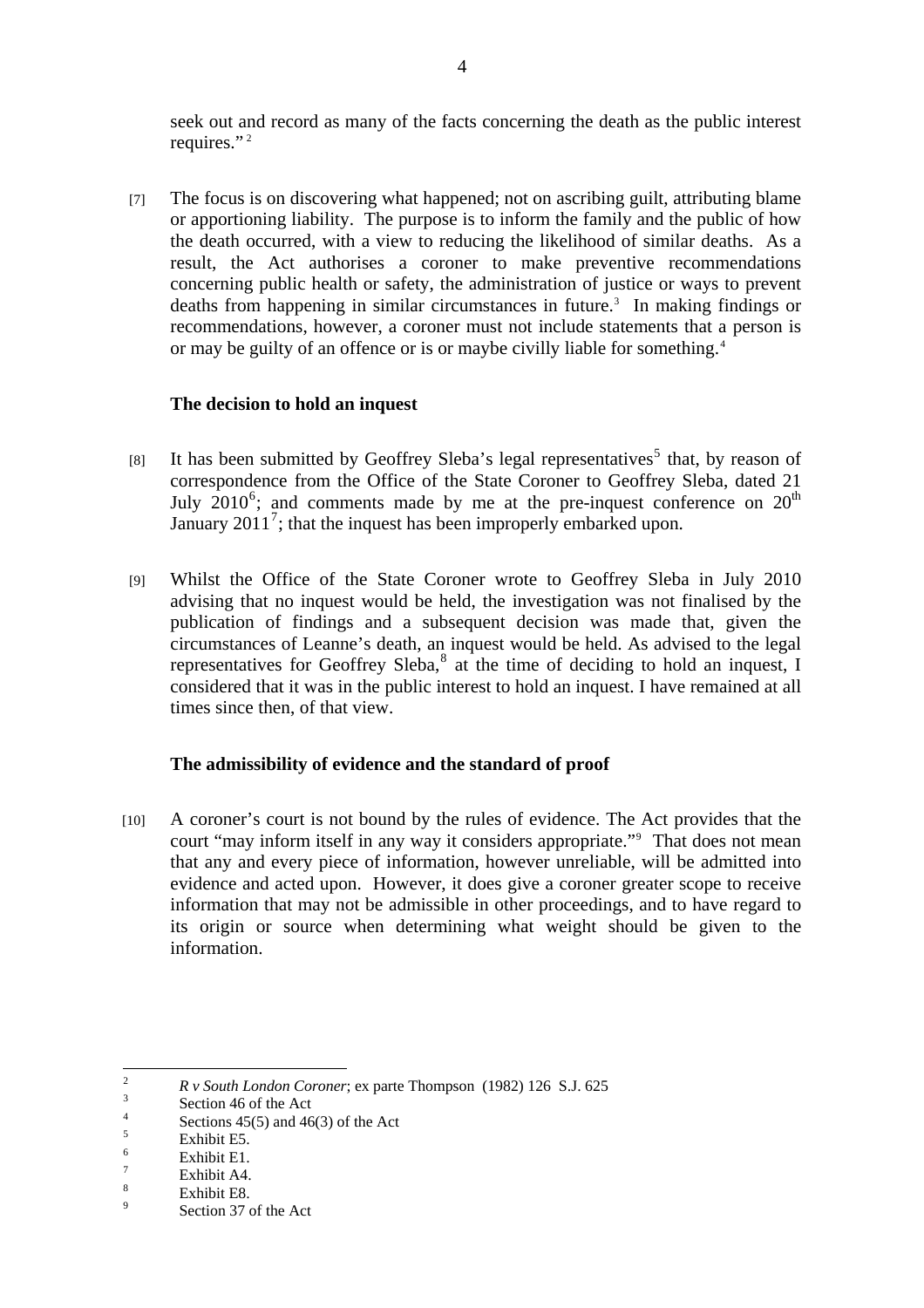seek out and record as many of the facts concerning the death as the public interest requires."[2]

[7] The focus is on discovering what happened; not on ascribing guilt, attributing blame or apportioning liability. The purpose is to inform the family and the public of how the death occurred, with a view to reducing the likelihood of similar deaths. As a result, the Act authorises a coroner to make preventive recommendations concerning public health or safety, the administration of justice or ways to prevent deaths from happening in similar circumstances in future.[3] In making findings or recommendations, however, a coroner must not include statements that a person is or may be guilty of an offence or is or maybe civilly liable for something.[4]

**The decision to hold an inquest**

[8] It has been submitted by Geoffrey Sleba's legal representatives[5] that, by reason of correspondence from the Office of the State Coroner to Geoffrey Sleba, dated 21 July 2010[6]; and comments made by me at the pre-inquest conference on 20th January 2011[7]; that the inquest has been improperly embarked upon.

[9] Whilst the Office of the State Coroner wrote to Geoffrey Sleba in July 2010 advising that no inquest would be held, the investigation was not finalised by the publication of findings and a subsequent decision was made that, given the circumstances of Leanne's death, an inquest would be held. As advised to the legal representatives for Geoffrey Sleba,[8] at the time of deciding to hold an inquest, I considered that it was in the public interest to hold an inquest. I have remained at all times since then, of that view.

**The admissibility of evidence and the standard of proof**

[10] A coroner's court is not bound by the rules of evidence. The Act provides that the court "may inform itself in any way it considers appropriate."[9] That does not mean that any and every piece of information, however unreliable, will be admitted into evidence and acted upon. However, it does give a coroner greater scope to receive information that may not be admissible in other proceedings, and to have regard to its origin or source when determining what weight should be given to the information.

---

[2] *R v South London Coroner*; ex parte Thompson (1982) 126 S.J. 625
[3] Section 46 of the Act
[4] Sections 45(5) and 46(3) of the Act
[5] Exhibit E5.
[6] Exhibit E1.
[7] Exhibit A4.
[8] Exhibit E8.
[9] Section 37 of the Act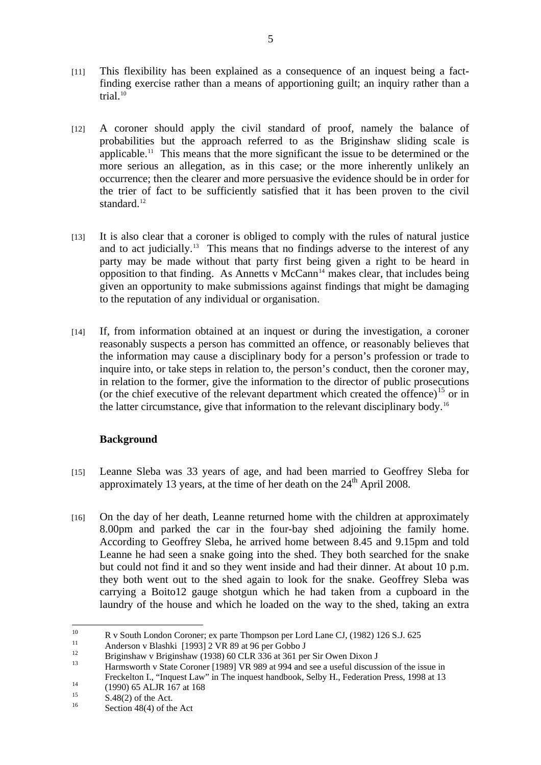[11] This flexibility has been explained as a consequence of an inquest being a fact-finding exercise rather than a means of apportioning guilt; an inquiry rather than a trial.[10]

[12] A coroner should apply the civil standard of proof, namely the balance of probabilities but the approach referred to as the Briginshaw sliding scale is applicable.[11] This means that the more significant the issue to be determined or the more serious an allegation, as in this case; or the more inherently unlikely an occurrence; then the clearer and more persuasive the evidence should be in order for the trier of fact to be sufficiently satisfied that it has been proven to the civil standard.[12]

[13] It is also clear that a coroner is obliged to comply with the rules of natural justice and to act judicially.[13] This means that no findings adverse to the interest of any party may be made without that party first being given a right to be heard in opposition to that finding. As Annetts v McCann[14] makes clear, that includes being given an opportunity to make submissions against findings that might be damaging to the reputation of any individual or organisation.

[14] If, from information obtained at an inquest or during the investigation, a coroner reasonably suspects a person has committed an offence, or reasonably believes that the information may cause a disciplinary body for a person's profession or trade to inquire into, or take steps in relation to, the person's conduct, then the coroner may, in relation to the former, give the information to the director of public prosecutions (or the chief executive of the relevant department which created the offence)[15] or in the latter circumstance, give that information to the relevant disciplinary body.[16]

**Background**

[15] Leanne Sleba was 33 years of age, and had been married to Geoffrey Sleba for approximately 13 years, at the time of her death on the 24th April 2008.

[16] On the day of her death, Leanne returned home with the children at approximately 8.00pm and parked the car in the four-bay shed adjoining the family home. According to Geoffrey Sleba, he arrived home between 8.45 and 9.15pm and told Leanne he had seen a snake going into the shed. They both searched for the snake but could not find it and so they went inside and had their dinner. At about 10 p.m. they both went out to the shed again to look for the snake. Geoffrey Sleba was carrying a Boito12 gauge shotgun which he had taken from a cupboard in the laundry of the house and which he loaded on the way to the shed, taking an extra

---

[10] R v South London Coroner; ex parte Thompson per Lord Lane CJ, (1982) 126 S.J. 625

[11] Anderson v Blashki [1993] 2 VR 89 at 96 per Gobbo J

[12] Briginshaw v Briginshaw (1938) 60 CLR 336 at 361 per Sir Owen Dixon J

[13] Harmsworth v State Coroner [1989] VR 989 at 994 and see a useful discussion of the issue in Freckelton I., "Inquest Law" in The inquest handbook, Selby H., Federation Press, 1998 at 13

[14] (1990) 65 ALJR 167 at 168

[15] S.48(2) of the Act.

[16] Section 48(4) of the Act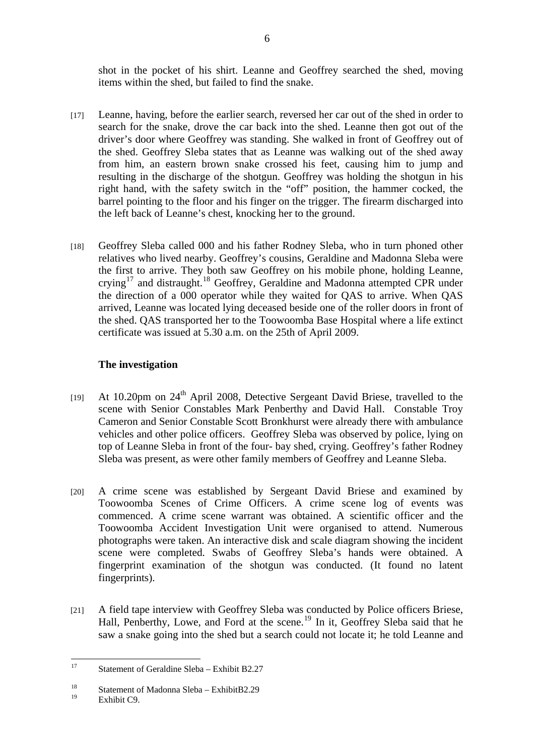shot in the pocket of his shirt. Leanne and Geoffrey searched the shed, moving items within the shed, but failed to find the snake.

[17] Leanne, having, before the earlier search, reversed her car out of the shed in order to search for the snake, drove the car back into the shed. Leanne then got out of the driver's door where Geoffrey was standing. She walked in front of Geoffrey out of the shed. Geoffrey Sleba states that as Leanne was walking out of the shed away from him, an eastern brown snake crossed his feet, causing him to jump and resulting in the discharge of the shotgun. Geoffrey was holding the shotgun in his right hand, with the safety switch in the "off" position, the hammer cocked, the barrel pointing to the floor and his finger on the trigger. The firearm discharged into the left back of Leanne's chest, knocking her to the ground.

[18] Geoffrey Sleba called 000 and his father Rodney Sleba, who in turn phoned other relatives who lived nearby. Geoffrey's cousins, Geraldine and Madonna Sleba were the first to arrive. They both saw Geoffrey on his mobile phone, holding Leanne, crying[17] and distraught.[18] Geoffrey, Geraldine and Madonna attempted CPR under the direction of a 000 operator while they waited for QAS to arrive. When QAS arrived, Leanne was located lying deceased beside one of the roller doors in front of the shed. QAS transported her to the Toowoomba Base Hospital where a life extinct certificate was issued at 5.30 a.m. on the 25th of April 2009.

### The investigation

[19] At 10.20pm on 24th April 2008, Detective Sergeant David Briese, travelled to the scene with Senior Constables Mark Penberthy and David Hall. Constable Troy Cameron and Senior Constable Scott Bronkhurst were already there with ambulance vehicles and other police officers. Geoffrey Sleba was observed by police, lying on top of Leanne Sleba in front of the four- bay shed, crying. Geoffrey's father Rodney Sleba was present, as were other family members of Geoffrey and Leanne Sleba.

[20] A crime scene was established by Sergeant David Briese and examined by Toowoomba Scenes of Crime Officers. A crime scene log of events was commenced. A crime scene warrant was obtained. A scientific officer and the Toowoomba Accident Investigation Unit were organised to attend. Numerous photographs were taken. An interactive disk and scale diagram showing the incident scene were completed. Swabs of Geoffrey Sleba's hands were obtained. A fingerprint examination of the shotgun was conducted. (It found no latent fingerprints).

[21] A field tape interview with Geoffrey Sleba was conducted by Police officers Briese, Hall, Penberthy, Lowe, and Ford at the scene.[19] In it, Geoffrey Sleba said that he saw a snake going into the shed but a search could not locate it; he told Leanne and

---

[17] Statement of Geraldine Sleba – Exhibit B2.27

[18] Statement of Madonna Sleba – ExhibitB2.29

[19] Exhibit C9.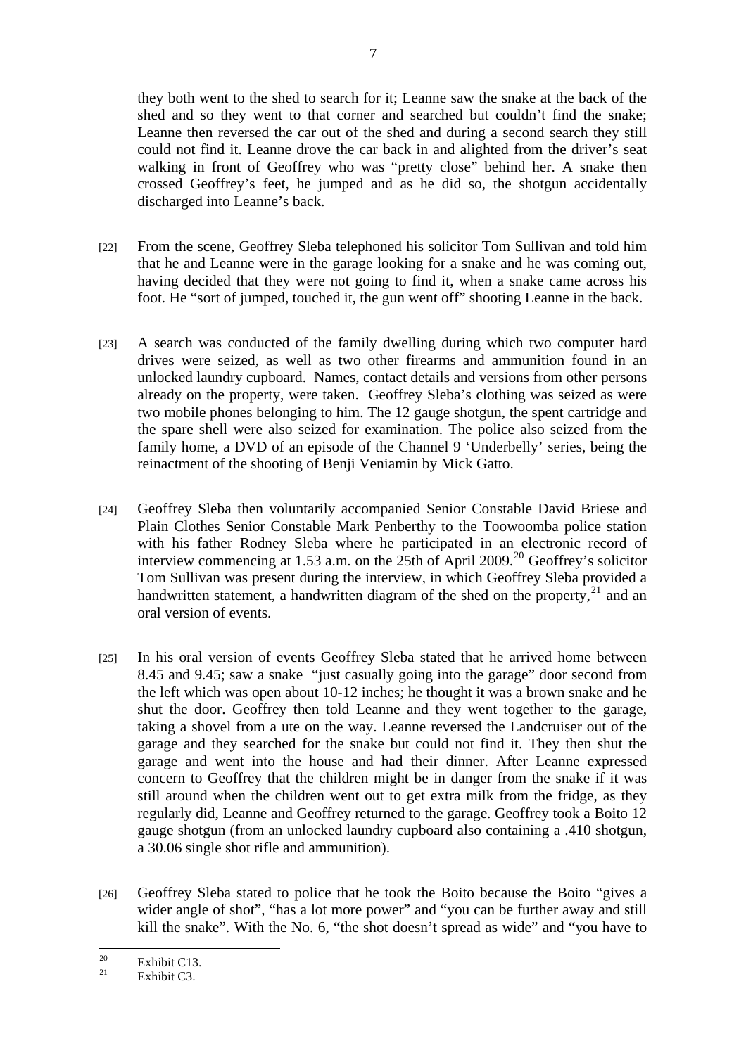they both went to the shed to search for it; Leanne saw the snake at the back of the shed and so they went to that corner and searched but couldn't find the snake; Leanne then reversed the car out of the shed and during a second search they still could not find it. Leanne drove the car back in and alighted from the driver's seat walking in front of Geoffrey who was "pretty close" behind her. A snake then crossed Geoffrey's feet, he jumped and as he did so, the shotgun accidentally discharged into Leanne's back.

[22] From the scene, Geoffrey Sleba telephoned his solicitor Tom Sullivan and told him that he and Leanne were in the garage looking for a snake and he was coming out, having decided that they were not going to find it, when a snake came across his foot. He "sort of jumped, touched it, the gun went off" shooting Leanne in the back.

[23] A search was conducted of the family dwelling during which two computer hard drives were seized, as well as two other firearms and ammunition found in an unlocked laundry cupboard. Names, contact details and versions from other persons already on the property, were taken. Geoffrey Sleba's clothing was seized as were two mobile phones belonging to him. The 12 gauge shotgun, the spent cartridge and the spare shell were also seized for examination. The police also seized from the family home, a DVD of an episode of the Channel 9 'Underbelly' series, being the reinactment of the shooting of Benji Veniamin by Mick Gatto.

[24] Geoffrey Sleba then voluntarily accompanied Senior Constable David Briese and Plain Clothes Senior Constable Mark Penberthy to the Toowoomba police station with his father Rodney Sleba where he participated in an electronic record of interview commencing at 1.53 a.m. on the 25th of April 2009.[20] Geoffrey's solicitor Tom Sullivan was present during the interview, in which Geoffrey Sleba provided a handwritten statement, a handwritten diagram of the shed on the property,[21] and an oral version of events.

[25] In his oral version of events Geoffrey Sleba stated that he arrived home between 8.45 and 9.45; saw a snake "just casually going into the garage" door second from the left which was open about 10-12 inches; he thought it was a brown snake and he shut the door. Geoffrey then told Leanne and they went together to the garage, taking a shovel from a ute on the way. Leanne reversed the Landcruiser out of the garage and they searched for the snake but could not find it. They then shut the garage and went into the house and had their dinner. After Leanne expressed concern to Geoffrey that the children might be in danger from the snake if it was still around when the children went out to get extra milk from the fridge, as they regularly did, Leanne and Geoffrey returned to the garage. Geoffrey took a Boito 12 gauge shotgun (from an unlocked laundry cupboard also containing a .410 shotgun, a 30.06 single shot rifle and ammunition).

[26] Geoffrey Sleba stated to police that he took the Boito because the Boito "gives a wider angle of shot", "has a lot more power" and "you can be further away and still kill the snake". With the No. 6, "the shot doesn't spread as wide" and "you have to

---

[20] Exhibit C13.

[21] Exhibit C3.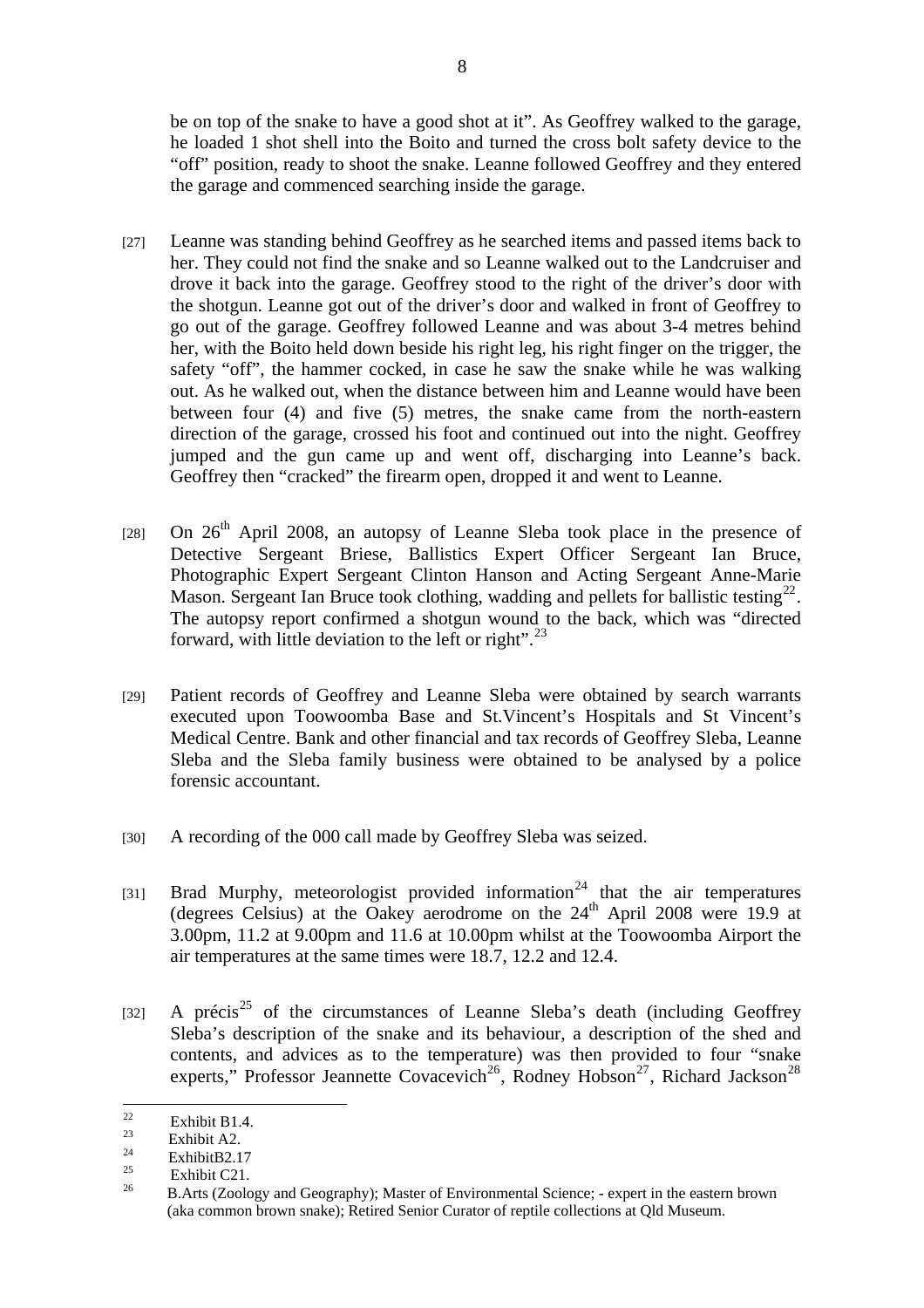be on top of the snake to have a good shot at it". As Geoffrey walked to the garage, he loaded 1 shot shell into the Boito and turned the cross bolt safety device to the "off" position, ready to shoot the snake. Leanne followed Geoffrey and they entered the garage and commenced searching inside the garage.

[27] Leanne was standing behind Geoffrey as he searched items and passed items back to her. They could not find the snake and so Leanne walked out to the Landcruiser and drove it back into the garage. Geoffrey stood to the right of the driver's door with the shotgun. Leanne got out of the driver's door and walked in front of Geoffrey to go out of the garage. Geoffrey followed Leanne and was about 3-4 metres behind her, with the Boito held down beside his right leg, his right finger on the trigger, the safety "off", the hammer cocked, in case he saw the snake while he was walking out. As he walked out, when the distance between him and Leanne would have been between four (4) and five (5) metres, the snake came from the north-eastern direction of the garage, crossed his foot and continued out into the night. Geoffrey jumped and the gun came up and went off, discharging into Leanne's back. Geoffrey then "cracked" the firearm open, dropped it and went to Leanne.

[28] On 26th April 2008, an autopsy of Leanne Sleba took place in the presence of Detective Sergeant Briese, Ballistics Expert Officer Sergeant Ian Bruce, Photographic Expert Sergeant Clinton Hanson and Acting Sergeant Anne-Marie Mason. Sergeant Ian Bruce took clothing, wadding and pellets for ballistic testing[22]. The autopsy report confirmed a shotgun wound to the back, which was "directed forward, with little deviation to the left or right".[23]

[29] Patient records of Geoffrey and Leanne Sleba were obtained by search warrants executed upon Toowoomba Base and St.Vincent's Hospitals and St Vincent's Medical Centre. Bank and other financial and tax records of Geoffrey Sleba, Leanne Sleba and the Sleba family business were obtained to be analysed by a police forensic accountant.

[30] A recording of the 000 call made by Geoffrey Sleba was seized.

[31] Brad Murphy, meteorologist provided information[24] that the air temperatures (degrees Celsius) at the Oakey aerodrome on the 24th April 2008 were 19.9 at 3.00pm, 11.2 at 9.00pm and 11.6 at 10.00pm whilst at the Toowoomba Airport the air temperatures at the same times were 18.7, 12.2 and 12.4.

[32] A précis[25] of the circumstances of Leanne Sleba's death (including Geoffrey Sleba's description of the snake and its behaviour, a description of the shed and contents, and advices as to the temperature) was then provided to four "snake experts," Professor Jeannette Covacevich[26], Rodney Hobson[27], Richard Jackson[28]

---

[22] Exhibit B1.4.

[23] Exhibit A2.

[24] ExhibitB2.17

[25] Exhibit C21.

[26] B.Arts (Zoology and Geography); Master of Environmental Science; - expert in the eastern brown (aka common brown snake); Retired Senior Curator of reptile collections at Qld Museum.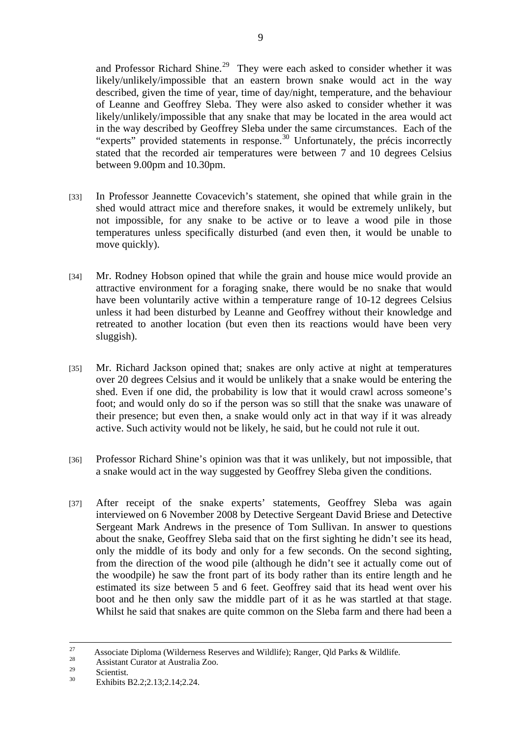and Professor Richard Shine.[29] They were each asked to consider whether it was likely/unlikely/impossible that an eastern brown snake would act in the way described, given the time of year, time of day/night, temperature, and the behaviour of Leanne and Geoffrey Sleba. They were also asked to consider whether it was likely/unlikely/impossible that any snake that may be located in the area would act in the way described by Geoffrey Sleba under the same circumstances. Each of the "experts" provided statements in response.[30] Unfortunately, the précis incorrectly stated that the recorded air temperatures were between 7 and 10 degrees Celsius between 9.00pm and 10.30pm.

[33] In Professor Jeannette Covacevich's statement, she opined that while grain in the shed would attract mice and therefore snakes, it would be extremely unlikely, but not impossible, for any snake to be active or to leave a wood pile in those temperatures unless specifically disturbed (and even then, it would be unable to move quickly).

[34] Mr. Rodney Hobson opined that while the grain and house mice would provide an attractive environment for a foraging snake, there would be no snake that would have been voluntarily active within a temperature range of 10-12 degrees Celsius unless it had been disturbed by Leanne and Geoffrey without their knowledge and retreated to another location (but even then its reactions would have been very sluggish).

[35] Mr. Richard Jackson opined that; snakes are only active at night at temperatures over 20 degrees Celsius and it would be unlikely that a snake would be entering the shed. Even if one did, the probability is low that it would crawl across someone's foot; and would only do so if the person was so still that the snake was unaware of their presence; but even then, a snake would only act in that way if it was already active. Such activity would not be likely, he said, but he could not rule it out.

[36] Professor Richard Shine's opinion was that it was unlikely, but not impossible, that a snake would act in the way suggested by Geoffrey Sleba given the conditions.

[37] After receipt of the snake experts' statements, Geoffrey Sleba was again interviewed on 6 November 2008 by Detective Sergeant David Briese and Detective Sergeant Mark Andrews in the presence of Tom Sullivan. In answer to questions about the snake, Geoffrey Sleba said that on the first sighting he didn't see its head, only the middle of its body and only for a few seconds. On the second sighting, from the direction of the wood pile (although he didn't see it actually come out of the woodpile) he saw the front part of its body rather than its entire length and he estimated its size between 5 and 6 feet. Geoffrey said that its head went over his boot and he then only saw the middle part of it as he was startled at that stage. Whilst he said that snakes are quite common on the Sleba farm and there had been a

---

[27] Associate Diploma (Wilderness Reserves and Wildlife); Ranger, Qld Parks & Wildlife.

[28] Assistant Curator at Australia Zoo.

[29] Scientist.

[30] Exhibits B2.2;2.13;2.14;2.24.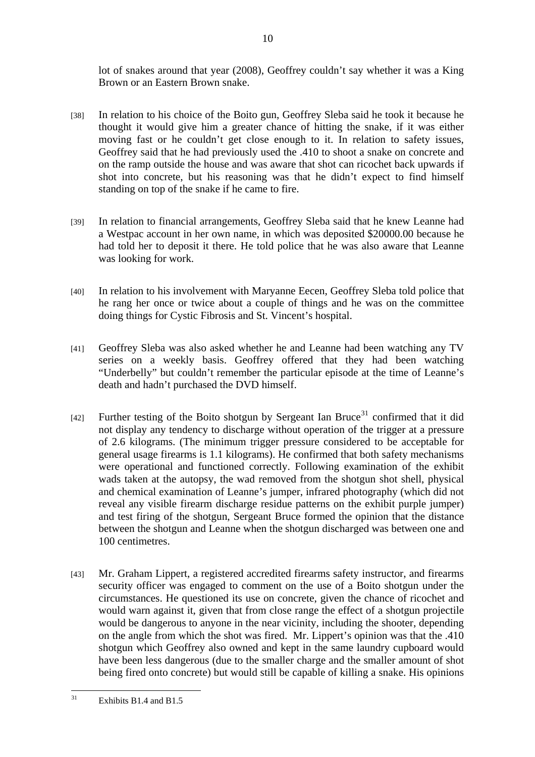lot of snakes around that year (2008), Geoffrey couldn't say whether it was a King Brown or an Eastern Brown snake.

[38] In relation to his choice of the Boito gun, Geoffrey Sleba said he took it because he thought it would give him a greater chance of hitting the snake, if it was either moving fast or he couldn't get close enough to it. In relation to safety issues, Geoffrey said that he had previously used the .410 to shoot a snake on concrete and on the ramp outside the house and was aware that shot can ricochet back upwards if shot into concrete, but his reasoning was that he didn't expect to find himself standing on top of the snake if he came to fire.

[39] In relation to financial arrangements, Geoffrey Sleba said that he knew Leanne had a Westpac account in her own name, in which was deposited $20000.00 because he had told her to deposit it there. He told police that he was also aware that Leanne was looking for work.

[40] In relation to his involvement with Maryanne Eecen, Geoffrey Sleba told police that he rang her once or twice about a couple of things and he was on the committee doing things for Cystic Fibrosis and St. Vincent's hospital.

[41] Geoffrey Sleba was also asked whether he and Leanne had been watching any TV series on a weekly basis. Geoffrey offered that they had been watching "Underbelly" but couldn't remember the particular episode at the time of Leanne's death and hadn't purchased the DVD himself.

[42] Further testing of the Boito shotgun by Sergeant Ian Bruce[31] confirmed that it did not display any tendency to discharge without operation of the trigger at a pressure of 2.6 kilograms. (The minimum trigger pressure considered to be acceptable for general usage firearms is 1.1 kilograms). He confirmed that both safety mechanisms were operational and functioned correctly. Following examination of the exhibit wads taken at the autopsy, the wad removed from the shotgun shot shell, physical and chemical examination of Leanne's jumper, infrared photography (which did not reveal any visible firearm discharge residue patterns on the exhibit purple jumper) and test firing of the shotgun, Sergeant Bruce formed the opinion that the distance between the shotgun and Leanne when the shotgun discharged was between one and 100 centimetres.

[43] Mr. Graham Lippert, a registered accredited firearms safety instructor, and firearms security officer was engaged to comment on the use of a Boito shotgun under the circumstances. He questioned its use on concrete, given the chance of ricochet and would warn against it, given that from close range the effect of a shotgun projectile would be dangerous to anyone in the near vicinity, including the shooter, depending on the angle from which the shot was fired. Mr. Lippert's opinion was that the .410 shotgun which Geoffrey also owned and kept in the same laundry cupboard would have been less dangerous (due to the smaller charge and the smaller amount of shot being fired onto concrete) but would still be capable of killing a snake. His opinions

[31] Exhibits B1.4 and B1.5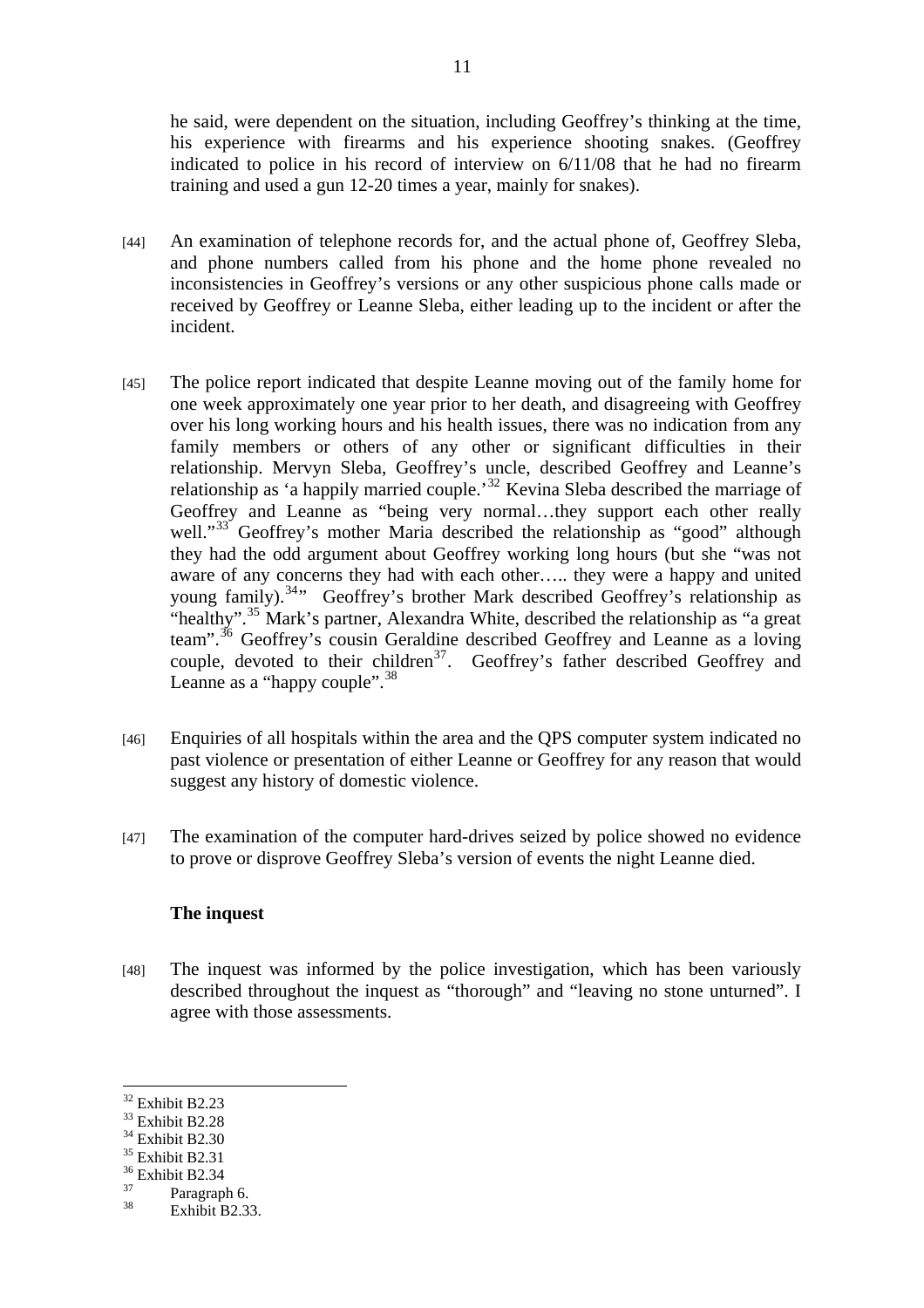he said, were dependent on the situation, including Geoffrey's thinking at the time, his experience with firearms and his experience shooting snakes. (Geoffrey indicated to police in his record of interview on 6/11/08 that he had no firearm training and used a gun 12-20 times a year, mainly for snakes).

[44] An examination of telephone records for, and the actual phone of, Geoffrey Sleba, and phone numbers called from his phone and the home phone revealed no inconsistencies in Geoffrey's versions or any other suspicious phone calls made or received by Geoffrey or Leanne Sleba, either leading up to the incident or after the incident.

[45] The police report indicated that despite Leanne moving out of the family home for one week approximately one year prior to her death, and disagreeing with Geoffrey over his long working hours and his health issues, there was no indication from any family members or others of any other or significant difficulties in their relationship. Mervyn Sleba, Geoffrey's uncle, described Geoffrey and Leanne's relationship as 'a happily married couple.'[32] Kevina Sleba described the marriage of Geoffrey and Leanne as "being very normal…they support each other really well."[33] Geoffrey's mother Maria described the relationship as "good" although they had the odd argument about Geoffrey working long hours (but she "was not aware of any concerns they had with each other….. they were a happy and united young family).[34]" Geoffrey's brother Mark described Geoffrey's relationship as "healthy".[35] Mark's partner, Alexandra White, described the relationship as "a great team".[36] Geoffrey's cousin Geraldine described Geoffrey and Leanne as a loving couple, devoted to their children[37]. Geoffrey's father described Geoffrey and Leanne as a "happy couple".[38]

[46] Enquiries of all hospitals within the area and the QPS computer system indicated no past violence or presentation of either Leanne or Geoffrey for any reason that would suggest any history of domestic violence.

[47] The examination of the computer hard-drives seized by police showed no evidence to prove or disprove Geoffrey Sleba's version of events the night Leanne died.

**The inquest**

[48] The inquest was informed by the police investigation, which has been variously described throughout the inquest as "thorough" and "leaving no stone unturned". I agree with those assessments.

---

[32] Exhibit B2.23
[33] Exhibit B2.28
[34] Exhibit B2.30
[35] Exhibit B2.31
[36] Exhibit B2.34
[37] Paragraph 6.
[38] Exhibit B2.33.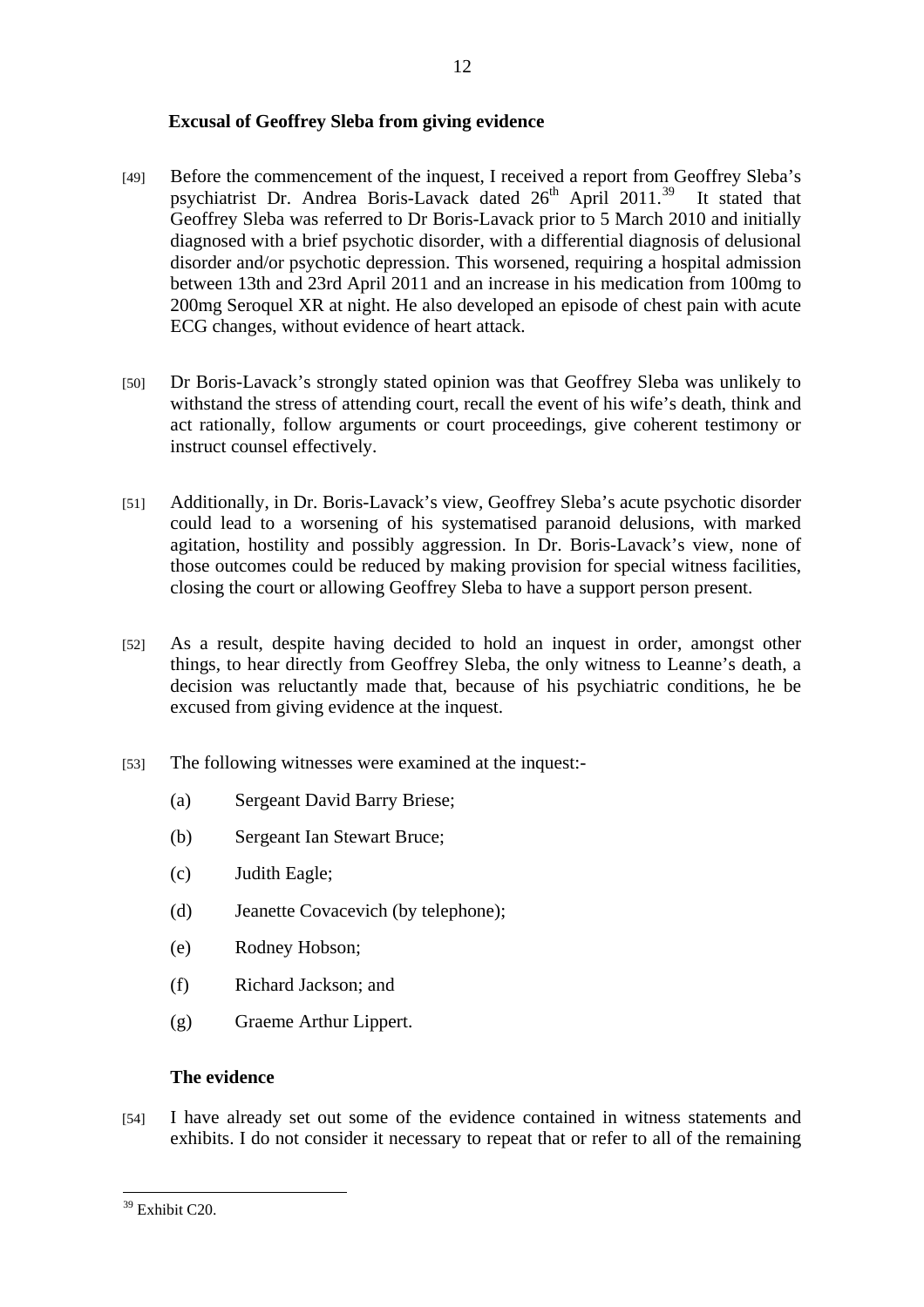### Excusal of Geoffrey Sleba from giving evidence

[49] Before the commencement of the inquest, I received a report from Geoffrey Sleba's psychiatrist Dr. Andrea Boris-Lavack dated 26th April 2011.[39] It stated that Geoffrey Sleba was referred to Dr Boris-Lavack prior to 5 March 2010 and initially diagnosed with a brief psychotic disorder, with a differential diagnosis of delusional disorder and/or psychotic depression. This worsened, requiring a hospital admission between 13th and 23rd April 2011 and an increase in his medication from 100mg to 200mg Seroquel XR at night. He also developed an episode of chest pain with acute ECG changes, without evidence of heart attack.

[50] Dr Boris-Lavack's strongly stated opinion was that Geoffrey Sleba was unlikely to withstand the stress of attending court, recall the event of his wife's death, think and act rationally, follow arguments or court proceedings, give coherent testimony or instruct counsel effectively.

[51] Additionally, in Dr. Boris-Lavack's view, Geoffrey Sleba's acute psychotic disorder could lead to a worsening of his systematised paranoid delusions, with marked agitation, hostility and possibly aggression. In Dr. Boris-Lavack's view, none of those outcomes could be reduced by making provision for special witness facilities, closing the court or allowing Geoffrey Sleba to have a support person present.

[52] As a result, despite having decided to hold an inquest in order, amongst other things, to hear directly from Geoffrey Sleba, the only witness to Leanne's death, a decision was reluctantly made that, because of his psychiatric conditions, he be excused from giving evidence at the inquest.

[53] The following witnesses were examined at the inquest:-

(a) Sergeant David Barry Briese;

(b) Sergeant Ian Stewart Bruce;

(c) Judith Eagle;

(d) Jeanette Covacevich (by telephone);

(e) Rodney Hobson;

(f) Richard Jackson; and

(g) Graeme Arthur Lippert.

### The evidence

[54] I have already set out some of the evidence contained in witness statements and exhibits. I do not consider it necessary to repeat that or refer to all of the remaining

[39] Exhibit C20.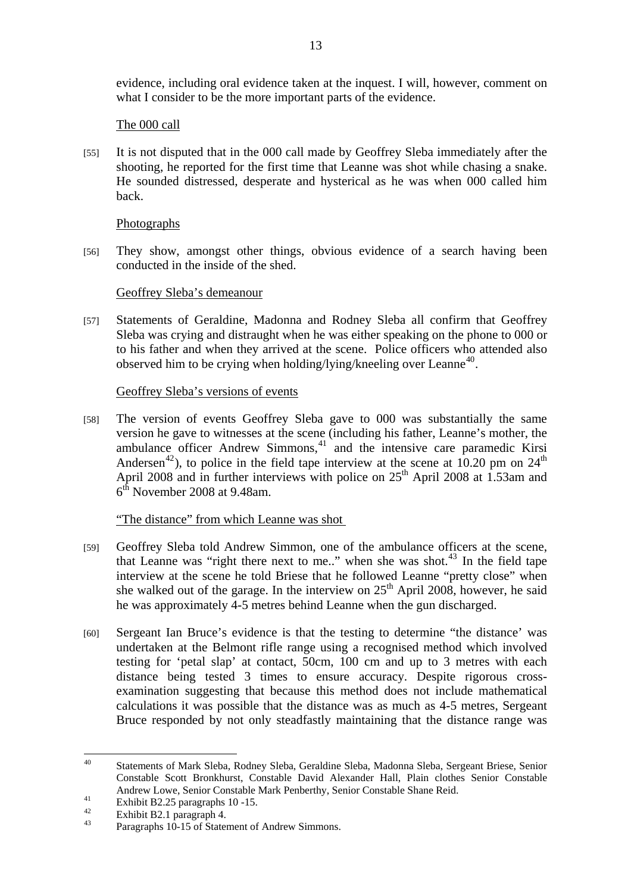evidence, including oral evidence taken at the inquest. I will, however, comment on what I consider to be the more important parts of the evidence.

The 000 call

[55] It is not disputed that in the 000 call made by Geoffrey Sleba immediately after the shooting, he reported for the first time that Leanne was shot while chasing a snake. He sounded distressed, desperate and hysterical as he was when 000 called him back.

Photographs

[56] They show, amongst other things, obvious evidence of a search having been conducted in the inside of the shed.

Geoffrey Sleba's demeanour

[57] Statements of Geraldine, Madonna and Rodney Sleba all confirm that Geoffrey Sleba was crying and distraught when he was either speaking on the phone to 000 or to his father and when they arrived at the scene. Police officers who attended also observed him to be crying when holding/lying/kneeling over Leanne[40].

Geoffrey Sleba's versions of events

[58] The version of events Geoffrey Sleba gave to 000 was substantially the same version he gave to witnesses at the scene (including his father, Leanne's mother, the ambulance officer Andrew Simmons,[41] and the intensive care paramedic Kirsi Andersen[42]), to police in the field tape interview at the scene at 10.20 pm on 24th April 2008 and in further interviews with police on 25th April 2008 at 1.53am and 6th November 2008 at 9.48am.

"The distance" from which Leanne was shot

[59] Geoffrey Sleba told Andrew Simmon, one of the ambulance officers at the scene, that Leanne was "right there next to me.." when she was shot.[43] In the field tape interview at the scene he told Briese that he followed Leanne "pretty close" when she walked out of the garage. In the interview on 25th April 2008, however, he said he was approximately 4-5 metres behind Leanne when the gun discharged.

[60] Sergeant Ian Bruce's evidence is that the testing to determine "the distance' was undertaken at the Belmont rifle range using a recognised method which involved testing for 'petal slap' at contact, 50cm, 100 cm and up to 3 metres with each distance being tested 3 times to ensure accuracy. Despite rigorous cross-examination suggesting that because this method does not include mathematical calculations it was possible that the distance was as much as 4-5 metres, Sergeant Bruce responded by not only steadfastly maintaining that the distance range was

---

[40] Statements of Mark Sleba, Rodney Sleba, Geraldine Sleba, Madonna Sleba, Sergeant Briese, Senior Constable Scott Bronkhurst, Constable David Alexander Hall, Plain clothes Senior Constable Andrew Lowe, Senior Constable Mark Penberthy, Senior Constable Shane Reid.

[41] Exhibit B2.25 paragraphs 10 -15.

[42] Exhibit B2.1 paragraph 4.

[43] Paragraphs 10-15 of Statement of Andrew Simmons.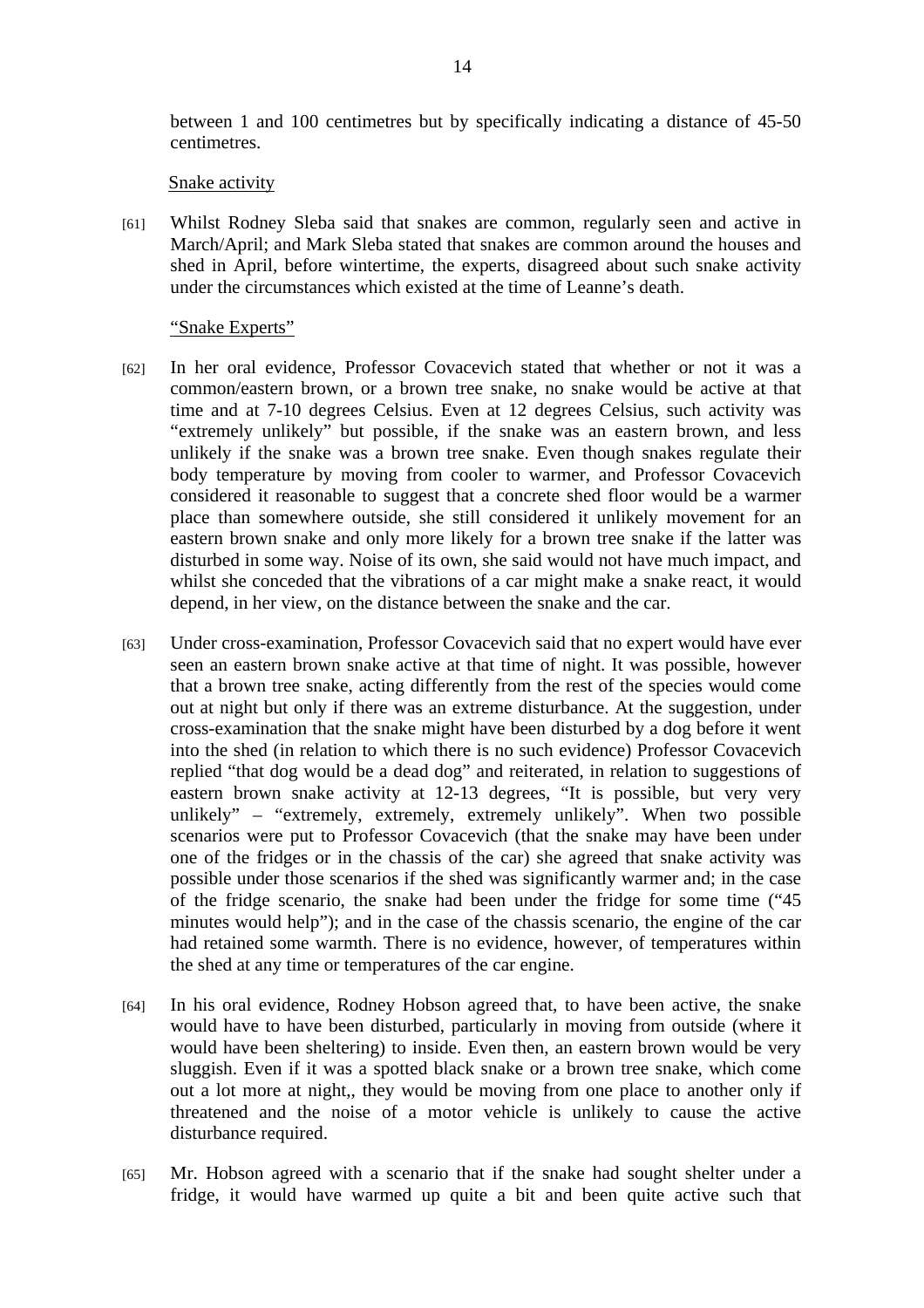between 1 and 100 centimetres but by specifically indicating a distance of 45-50 centimetres.

Snake activity

[61] Whilst Rodney Sleba said that snakes are common, regularly seen and active in March/April; and Mark Sleba stated that snakes are common around the houses and shed in April, before wintertime, the experts, disagreed about such snake activity under the circumstances which existed at the time of Leanne's death.

"Snake Experts"

[62] In her oral evidence, Professor Covacevich stated that whether or not it was a common/eastern brown, or a brown tree snake, no snake would be active at that time and at 7-10 degrees Celsius. Even at 12 degrees Celsius, such activity was "extremely unlikely" but possible, if the snake was an eastern brown, and less unlikely if the snake was a brown tree snake. Even though snakes regulate their body temperature by moving from cooler to warmer, and Professor Covacevich considered it reasonable to suggest that a concrete shed floor would be a warmer place than somewhere outside, she still considered it unlikely movement for an eastern brown snake and only more likely for a brown tree snake if the latter was disturbed in some way. Noise of its own, she said would not have much impact, and whilst she conceded that the vibrations of a car might make a snake react, it would depend, in her view, on the distance between the snake and the car.

[63] Under cross-examination, Professor Covacevich said that no expert would have ever seen an eastern brown snake active at that time of night. It was possible, however that a brown tree snake, acting differently from the rest of the species would come out at night but only if there was an extreme disturbance. At the suggestion, under cross-examination that the snake might have been disturbed by a dog before it went into the shed (in relation to which there is no such evidence) Professor Covacevich replied "that dog would be a dead dog" and reiterated, in relation to suggestions of eastern brown snake activity at 12-13 degrees, "It is possible, but very very unlikely" – "extremely, extremely, extremely unlikely". When two possible scenarios were put to Professor Covacevich (that the snake may have been under one of the fridges or in the chassis of the car) she agreed that snake activity was possible under those scenarios if the shed was significantly warmer and; in the case of the fridge scenario, the snake had been under the fridge for some time ("45 minutes would help"); and in the case of the chassis scenario, the engine of the car had retained some warmth. There is no evidence, however, of temperatures within the shed at any time or temperatures of the car engine.

[64] In his oral evidence, Rodney Hobson agreed that, to have been active, the snake would have to have been disturbed, particularly in moving from outside (where it would have been sheltering) to inside. Even then, an eastern brown would be very sluggish. Even if it was a spotted black snake or a brown tree snake, which come out a lot more at night,, they would be moving from one place to another only if threatened and the noise of a motor vehicle is unlikely to cause the active disturbance required.

[65] Mr. Hobson agreed with a scenario that if the snake had sought shelter under a fridge, it would have warmed up quite a bit and been quite active such that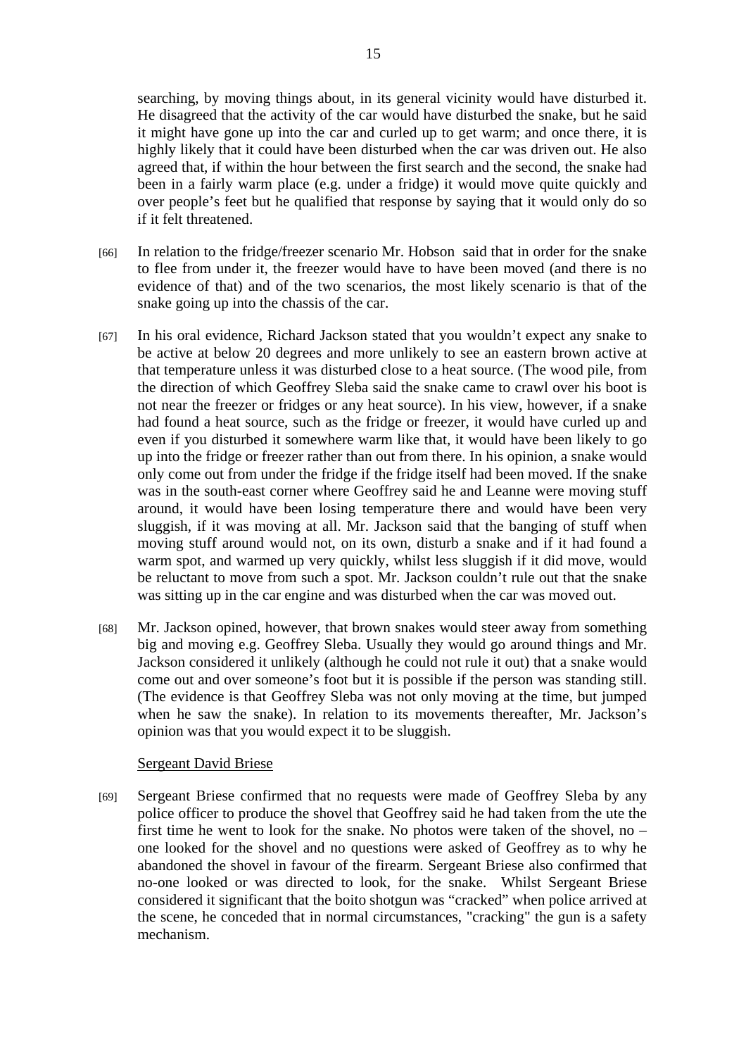searching, by moving things about, in its general vicinity would have disturbed it. He disagreed that the activity of the car would have disturbed the snake, but he said it might have gone up into the car and curled up to get warm; and once there, it is highly likely that it could have been disturbed when the car was driven out. He also agreed that, if within the hour between the first search and the second, the snake had been in a fairly warm place (e.g. under a fridge) it would move quite quickly and over people's feet but he qualified that response by saying that it would only do so if it felt threatened.

[66] In relation to the fridge/freezer scenario Mr. Hobson said that in order for the snake to flee from under it, the freezer would have to have been moved (and there is no evidence of that) and of the two scenarios, the most likely scenario is that of the snake going up into the chassis of the car.

[67] In his oral evidence, Richard Jackson stated that you wouldn't expect any snake to be active at below 20 degrees and more unlikely to see an eastern brown active at that temperature unless it was disturbed close to a heat source. (The wood pile, from the direction of which Geoffrey Sleba said the snake came to crawl over his boot is not near the freezer or fridges or any heat source). In his view, however, if a snake had found a heat source, such as the fridge or freezer, it would have curled up and even if you disturbed it somewhere warm like that, it would have been likely to go up into the fridge or freezer rather than out from there. In his opinion, a snake would only come out from under the fridge if the fridge itself had been moved. If the snake was in the south-east corner where Geoffrey said he and Leanne were moving stuff around, it would have been losing temperature there and would have been very sluggish, if it was moving at all. Mr. Jackson said that the banging of stuff when moving stuff around would not, on its own, disturb a snake and if it had found a warm spot, and warmed up very quickly, whilst less sluggish if it did move, would be reluctant to move from such a spot. Mr. Jackson couldn't rule out that the snake was sitting up in the car engine and was disturbed when the car was moved out.

[68] Mr. Jackson opined, however, that brown snakes would steer away from something big and moving e.g. Geoffrey Sleba. Usually they would go around things and Mr. Jackson considered it unlikely (although he could not rule it out) that a snake would come out and over someone's foot but it is possible if the person was standing still. (The evidence is that Geoffrey Sleba was not only moving at the time, but jumped when he saw the snake). In relation to its movements thereafter, Mr. Jackson's opinion was that you would expect it to be sluggish.

<u>Sergeant David Briese</u>

[69] Sergeant Briese confirmed that no requests were made of Geoffrey Sleba by any police officer to produce the shovel that Geoffrey said he had taken from the ute the first time he went to look for the snake. No photos were taken of the shovel, no – one looked for the shovel and no questions were asked of Geoffrey as to why he abandoned the shovel in favour of the firearm. Sergeant Briese also confirmed that no-one looked or was directed to look, for the snake. Whilst Sergeant Briese considered it significant that the boito shotgun was "cracked" when police arrived at the scene, he conceded that in normal circumstances, "cracking" the gun is a safety mechanism.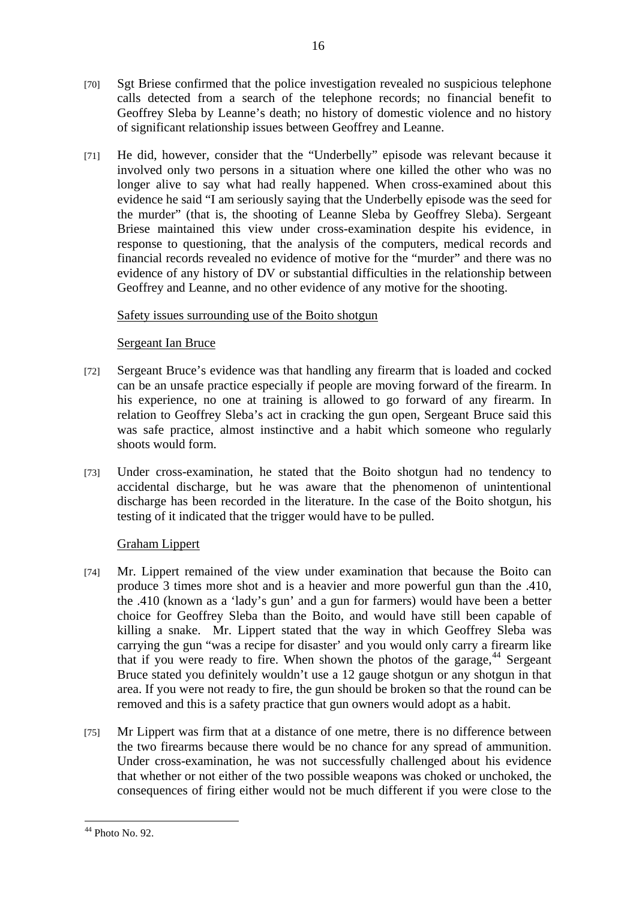[70] Sgt Briese confirmed that the police investigation revealed no suspicious telephone calls detected from a search of the telephone records; no financial benefit to Geoffrey Sleba by Leanne's death; no history of domestic violence and no history of significant relationship issues between Geoffrey and Leanne.

[71] He did, however, consider that the "Underbelly" episode was relevant because it involved only two persons in a situation where one killed the other who was no longer alive to say what had really happened. When cross-examined about this evidence he said "I am seriously saying that the Underbelly episode was the seed for the murder" (that is, the shooting of Leanne Sleba by Geoffrey Sleba). Sergeant Briese maintained this view under cross-examination despite his evidence, in response to questioning, that the analysis of the computers, medical records and financial records revealed no evidence of motive for the "murder" and there was no evidence of any history of DV or substantial difficulties in the relationship between Geoffrey and Leanne, and no other evidence of any motive for the shooting.

<u>Safety issues surrounding use of the Boito shotgun</u>

<u>Sergeant Ian Bruce</u>

[72] Sergeant Bruce's evidence was that handling any firearm that is loaded and cocked can be an unsafe practice especially if people are moving forward of the firearm. In his experience, no one at training is allowed to go forward of any firearm. In relation to Geoffrey Sleba's act in cracking the gun open, Sergeant Bruce said this was safe practice, almost instinctive and a habit which someone who regularly shoots would form.

[73] Under cross-examination, he stated that the Boito shotgun had no tendency to accidental discharge, but he was aware that the phenomenon of unintentional discharge has been recorded in the literature. In the case of the Boito shotgun, his testing of it indicated that the trigger would have to be pulled.

<u>Graham Lippert</u>

[74] Mr. Lippert remained of the view under examination that because the Boito can produce 3 times more shot and is a heavier and more powerful gun than the .410, the .410 (known as a 'lady's gun' and a gun for farmers) would have been a better choice for Geoffrey Sleba than the Boito, and would have still been capable of killing a snake. Mr. Lippert stated that the way in which Geoffrey Sleba was carrying the gun "was a recipe for disaster' and you would only carry a firearm like that if you were ready to fire. When shown the photos of the garage,[44] Sergeant Bruce stated you definitely wouldn't use a 12 gauge shotgun or any shotgun in that area. If you were not ready to fire, the gun should be broken so that the round can be removed and this is a safety practice that gun owners would adopt as a habit.

[75] Mr Lippert was firm that at a distance of one metre, there is no difference between the two firearms because there would be no chance for any spread of ammunition. Under cross-examination, he was not successfully challenged about his evidence that whether or not either of the two possible weapons was choked or unchoked, the consequences of firing either would not be much different if you were close to the

---

[44] Photo No. 92.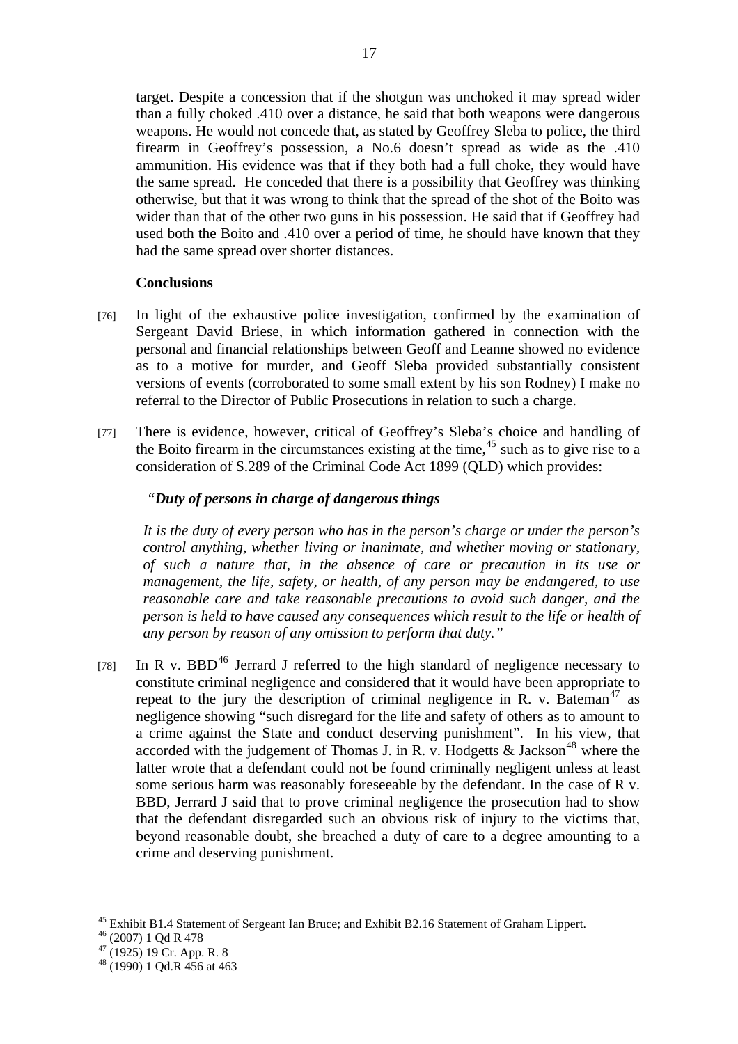target. Despite a concession that if the shotgun was unchoked it may spread wider than a fully choked .410 over a distance, he said that both weapons were dangerous weapons. He would not concede that, as stated by Geoffrey Sleba to police, the third firearm in Geoffrey's possession, a No.6 doesn't spread as wide as the .410 ammunition. His evidence was that if they both had a full choke, they would have the same spread. He conceded that there is a possibility that Geoffrey was thinking otherwise, but that it was wrong to think that the spread of the shot of the Boito was wider than that of the other two guns in his possession. He said that if Geoffrey had used both the Boito and .410 over a period of time, he should have known that they had the same spread over shorter distances.

**Conclusions**

[76] In light of the exhaustive police investigation, confirmed by the examination of Sergeant David Briese, in which information gathered in connection with the personal and financial relationships between Geoff and Leanne showed no evidence as to a motive for murder, and Geoff Sleba provided substantially consistent versions of events (corroborated to some small extent by his son Rodney) I make no referral to the Director of Public Prosecutions in relation to such a charge.

[77] There is evidence, however, critical of Geoffrey's Sleba's choice and handling of the Boito firearm in the circumstances existing at the time,[45] such as to give rise to a consideration of S.289 of the Criminal Code Act 1899 (QLD) which provides:

> "***Duty of persons in charge of dangerous things***
>
> *It is the duty of every person who has in the person's charge or under the person's control anything, whether living or inanimate, and whether moving or stationary, of such a nature that, in the absence of care or precaution in its use or management, the life, safety, or health, of any person may be endangered, to use reasonable care and take reasonable precautions to avoid such danger, and the person is held to have caused any consequences which result to the life or health of any person by reason of any omission to perform that duty."*

[78] In R v. BBD[46] Jerrard J referred to the high standard of negligence necessary to constitute criminal negligence and considered that it would have been appropriate to repeat to the jury the description of criminal negligence in R. v. Bateman[47] as negligence showing "such disregard for the life and safety of others as to amount to a crime against the State and conduct deserving punishment". In his view, that accorded with the judgement of Thomas J. in R. v. Hodgetts & Jackson[48] where the latter wrote that a defendant could not be found criminally negligent unless at least some serious harm was reasonably foreseeable by the defendant. In the case of R v. BBD, Jerrard J said that to prove criminal negligence the prosecution had to show that the defendant disregarded such an obvious risk of injury to the victims that, beyond reasonable doubt, she breached a duty of care to a degree amounting to a crime and deserving punishment.

---

[45] Exhibit B1.4 Statement of Sergeant Ian Bruce; and Exhibit B2.16 Statement of Graham Lippert.

[46] (2007) 1 Qd R 478

[47] (1925) 19 Cr. App. R. 8

[48] (1990) 1 Qd.R 456 at 463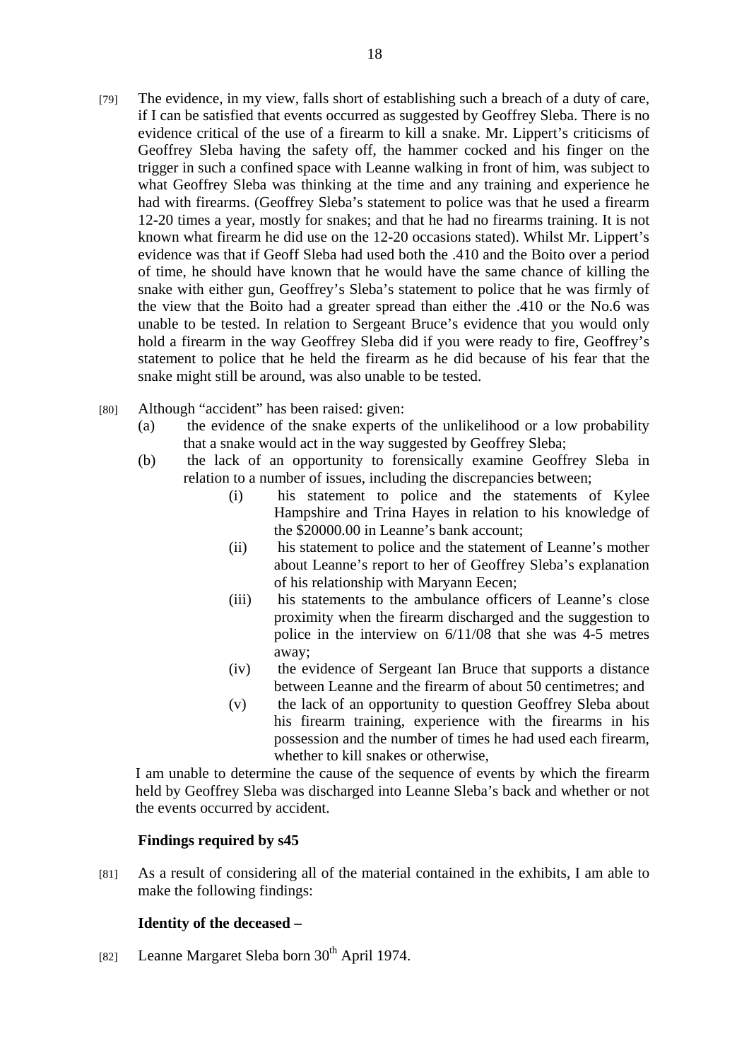[79] The evidence, in my view, falls short of establishing such a breach of a duty of care, if I can be satisfied that events occurred as suggested by Geoffrey Sleba. There is no evidence critical of the use of a firearm to kill a snake. Mr. Lippert's criticisms of Geoffrey Sleba having the safety off, the hammer cocked and his finger on the trigger in such a confined space with Leanne walking in front of him, was subject to what Geoffrey Sleba was thinking at the time and any training and experience he had with firearms. (Geoffrey Sleba's statement to police was that he used a firearm 12-20 times a year, mostly for snakes; and that he had no firearms training. It is not known what firearm he did use on the 12-20 occasions stated). Whilst Mr. Lippert's evidence was that if Geoff Sleba had used both the .410 and the Boito over a period of time, he should have known that he would have the same chance of killing the snake with either gun, Geoffrey's Sleba's statement to police that he was firmly of the view that the Boito had a greater spread than either the .410 or the No.6 was unable to be tested. In relation to Sergeant Bruce's evidence that you would only hold a firearm in the way Geoffrey Sleba did if you were ready to fire, Geoffrey's statement to police that he held the firearm as he did because of his fear that the snake might still be around, was also unable to be tested.

[80] Although "accident" has been raised: given:

(a) the evidence of the snake experts of the unlikelihood or a low probability that a snake would act in the way suggested by Geoffrey Sleba;

(b) the lack of an opportunity to forensically examine Geoffrey Sleba in relation to a number of issues, including the discrepancies between;

   (i) his statement to police and the statements of Kylee Hampshire and Trina Hayes in relation to his knowledge of the $20000.00 in Leanne's bank account;

   (ii) his statement to police and the statement of Leanne's mother about Leanne's report to her of Geoffrey Sleba's explanation of his relationship with Maryann Eecen;

   (iii) his statements to the ambulance officers of Leanne's close proximity when the firearm discharged and the suggestion to police in the interview on 6/11/08 that she was 4-5 metres away;

   (iv) the evidence of Sergeant Ian Bruce that supports a distance between Leanne and the firearm of about 50 centimetres; and

   (v) the lack of an opportunity to question Geoffrey Sleba about his firearm training, experience with the firearms in his possession and the number of times he had used each firearm, whether to kill snakes or otherwise,

I am unable to determine the cause of the sequence of events by which the firearm held by Geoffrey Sleba was discharged into Leanne Sleba's back and whether or not the events occurred by accident.

**Findings required by s45**

[81] As a result of considering all of the material contained in the exhibits, I am able to make the following findings:

**Identity of the deceased –**

[82] Leanne Margaret Sleba born 30th April 1974.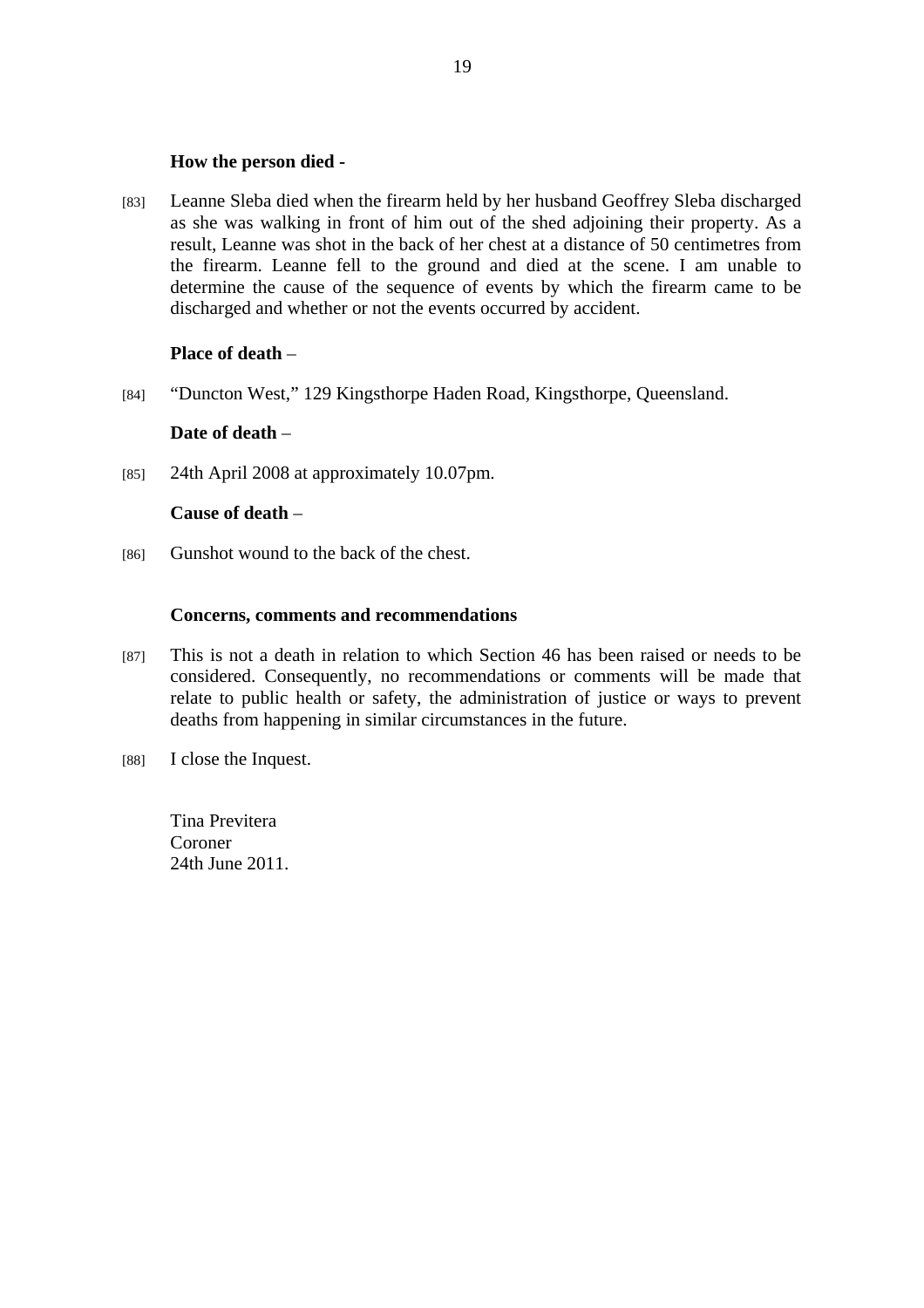**How the person died -**

[83] Leanne Sleba died when the firearm held by her husband Geoffrey Sleba discharged as she was walking in front of him out of the shed adjoining their property. As a result, Leanne was shot in the back of her chest at a distance of 50 centimetres from the firearm. Leanne fell to the ground and died at the scene. I am unable to determine the cause of the sequence of events by which the firearm came to be discharged and whether or not the events occurred by accident.

**Place of death** –

[84] "Duncton West," 129 Kingsthorpe Haden Road, Kingsthorpe, Queensland.

**Date of death** –

[85] 24th April 2008 at approximately 10.07pm.

**Cause of death** –

[86] Gunshot wound to the back of the chest.

**Concerns, comments and recommendations**

[87] This is not a death in relation to which Section 46 has been raised or needs to be considered. Consequently, no recommendations or comments will be made that relate to public health or safety, the administration of justice or ways to prevent deaths from happening in similar circumstances in the future.

[88] I close the Inquest.

Tina Previtera
Coroner
24th June 2011.